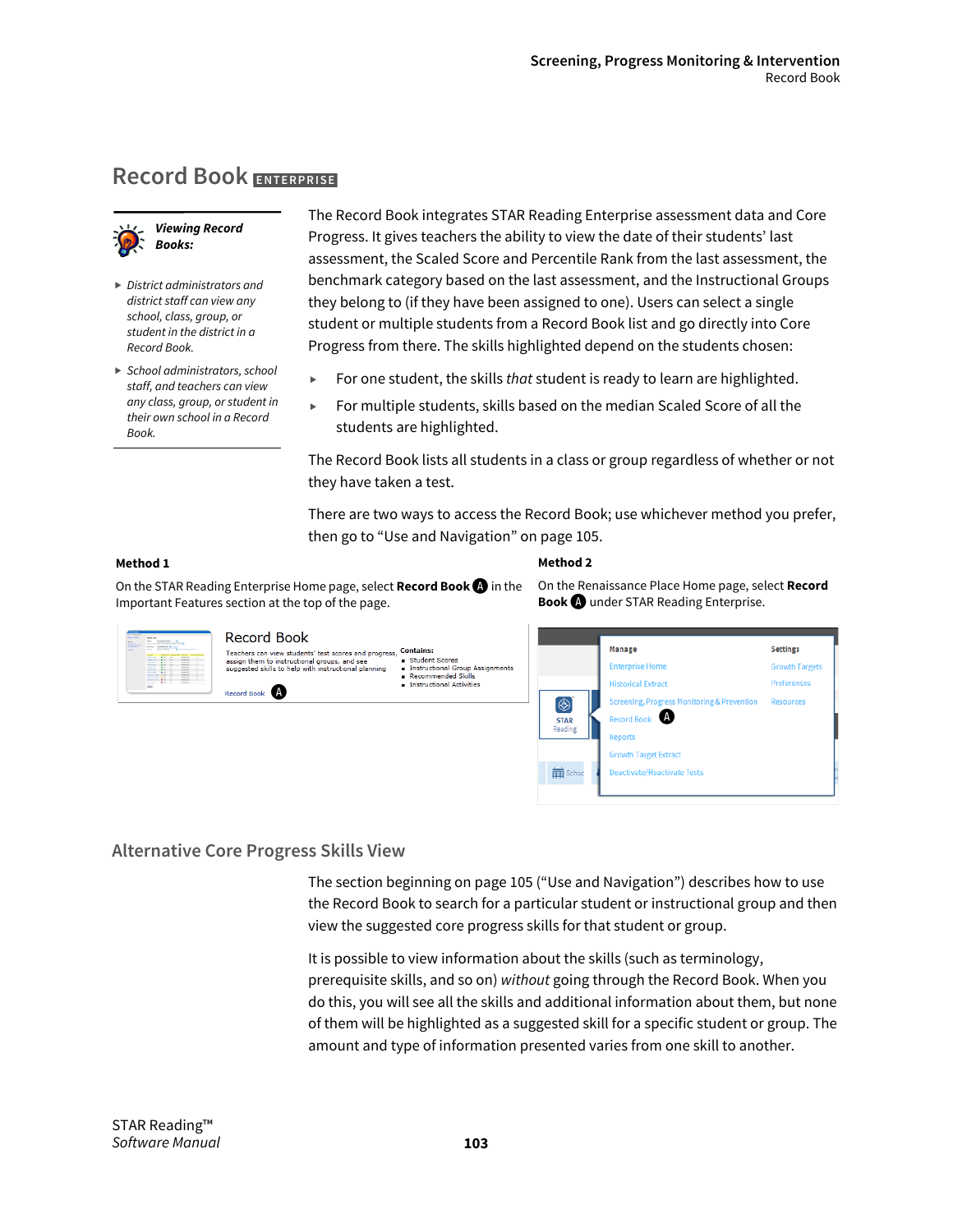# Record Book ENTERPRISE

***Viewing Record Books:***

- *District administrators and district staff can view any school, class, group, or student in the district in a Record Book.*
- *School administrators, school staff, and teachers can view any class, group, or student in their own school in a Record Book.*

The Record Book integrates STAR Reading Enterprise assessment data and Core Progress. It gives teachers the ability to view the date of their students' last assessment, the Scaled Score and Percentile Rank from the last assessment, the benchmark category based on the last assessment, and the Instructional Groups they belong to (if they have been assigned to one). Users can select a single student or multiple students from a Record Book list and go directly into Core Progress from there. The skills highlighted depend on the students chosen:

- For one student, the skills *that* student is ready to learn are highlighted.
- For multiple students, skills based on the median Scaled Score of all the students are highlighted.

The Record Book lists all students in a class or group regardless of whether or not they have taken a test.

There are two ways to access the Record Book; use whichever method you prefer, then go to "Use and Navigation" on page 105.

**Method 1**

On the STAR Reading Enterprise Home page, select **Record Book** Ⓐ in the Important Features section at the top of the page.

**Method 2**

On the Renaissance Place Home page, select **Record Book** Ⓐ under STAR Reading Enterprise.

## Alternative Core Progress Skills View

The section beginning on page 105 ("Use and Navigation") describes how to use the Record Book to search for a particular student or instructional group and then view the suggested core progress skills for that student or group.

It is possible to view information about the skills (such as terminology, prerequisite skills, and so on) *without* going through the Record Book. When you do this, you will see all the skills and additional information about them, but none of them will be highlighted as a suggested skill for a specific student or group. The amount and type of information presented varies from one skill to another.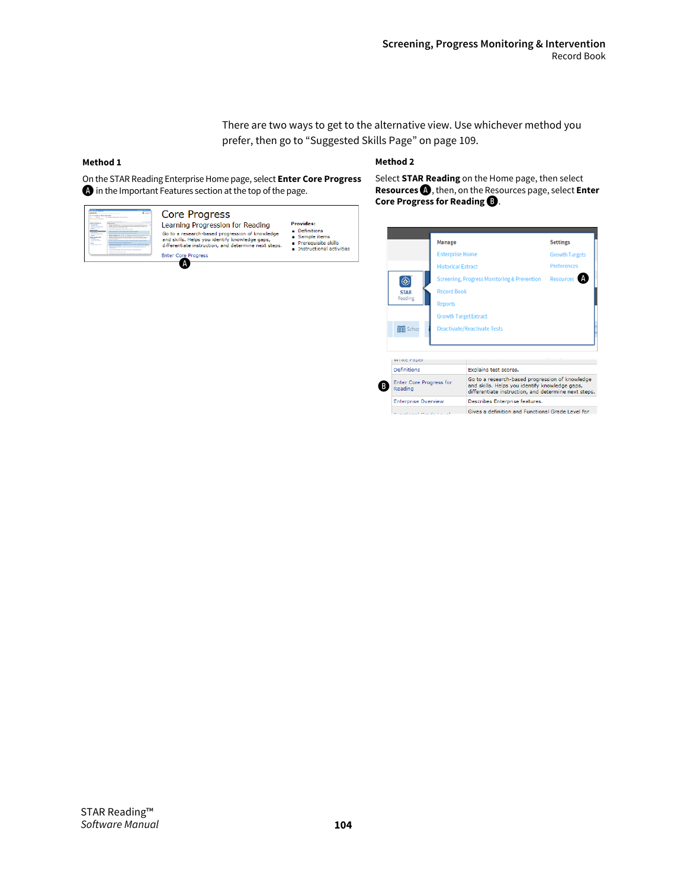There are two ways to get to the alternative view. Use whichever method you prefer, then go to "Suggested Skills Page" on page 109.

**Method 1**

On the STAR Reading Enterprise Home page, select **Enter Core Progress** Ⓐ in the Important Features section at the top of the page.

**Method 2**

Select **STAR Reading** on the Home page, then select **Resources** Ⓐ, then, on the Resources page, select **Enter Core Progress for Reading** Ⓑ.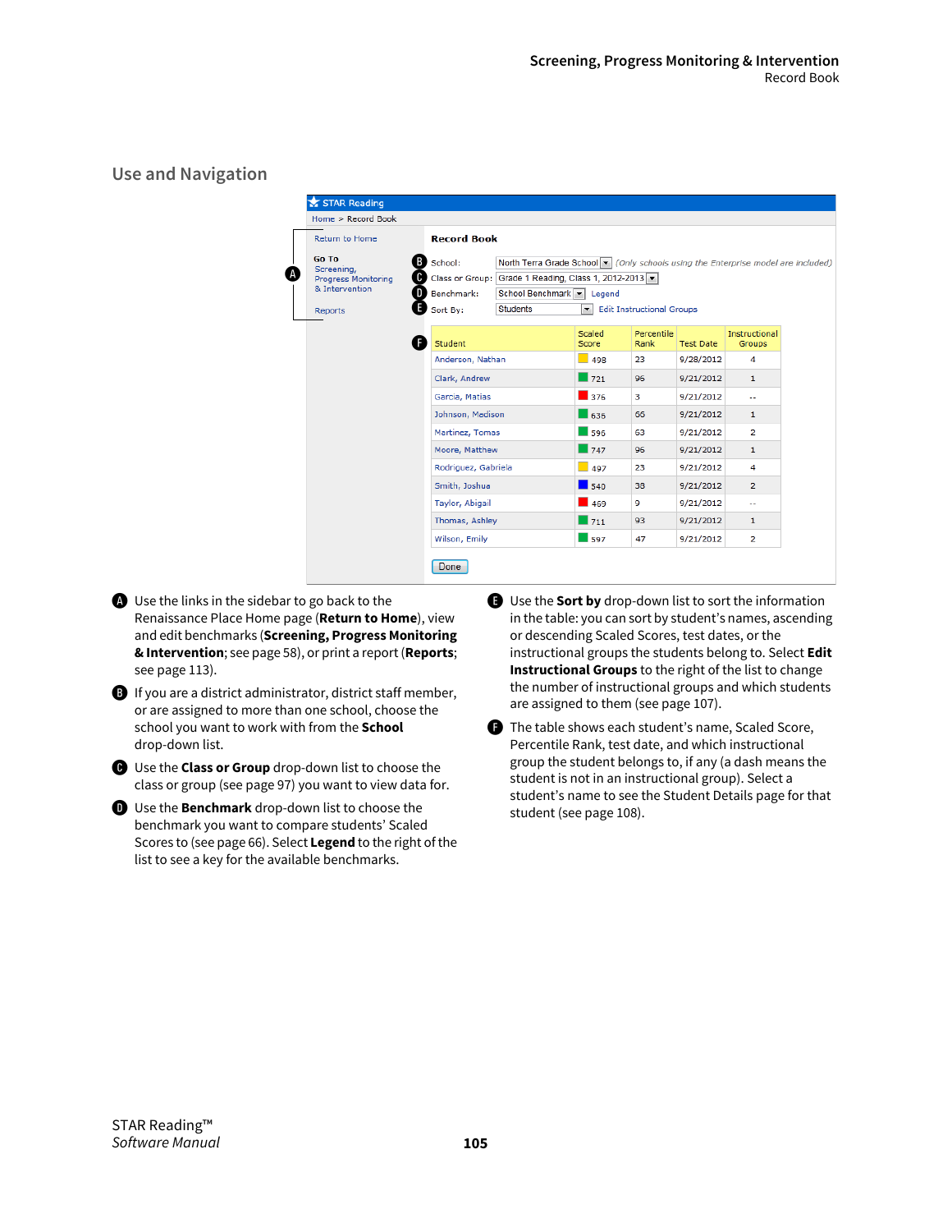## Use and Navigation

**STAR Reading**

Home > Record Book

Return to Home

**Go To**
Screening, Progress Monitoring & Intervention

Reports

**Record Book**

School: North Terra Grade School (Only schools using the Enterprise model are included)

Class or Group: Grade 1 Reading, Class 1, 2012-2013

Benchmark: School Benchmark Legend

Sort By: Students Edit Instructional Groups

| Student | Scaled Score | Percentile Rank | Test Date | Instructional Groups |
|---|---|---|---|---|
| Anderson, Nathan | 498 | 23 | 9/28/2012 | 4 |
| Clark, Andrew | 721 | 96 | 9/21/2012 | 1 |
| Garcia, Matias | 376 | 3 | 9/21/2012 | -- |
| Johnson, Madison | 636 | 66 | 9/21/2012 | 1 |
| Martinez, Tomas | 595 | 63 | 9/21/2012 | 2 |
| Moore, Matthew | 747 | 96 | 9/21/2012 | 1 |
| Rodriguez, Gabriela | 497 | 23 | 9/21/2012 | 4 |
| Smith, Joshua | 540 | 38 | 9/21/2012 | 2 |
| Taylor, Abigail | 469 | 9 | 9/21/2012 | -- |
| Thomas, Ashley | 711 | 93 | 9/21/2012 | 1 |
| Wilson, Emily | 597 | 47 | 9/21/2012 | 2 |

Done

- **A** Use the links in the sidebar to go back to the Renaissance Place Home page (**Return to Home**), view and edit benchmarks (**Screening, Progress Monitoring & Intervention**; see page 58), or print a report (**Reports**; see page 113).
- **B** If you are a district administrator, district staff member, or are assigned to more than one school, choose the school you want to work with from the **School** drop-down list.
- **C** Use the **Class or Group** drop-down list to choose the class or group (see page 97) you want to view data for.
- **D** Use the **Benchmark** drop-down list to choose the benchmark you want to compare students' Scaled Scores to (see page 66). Select **Legend** to the right of the list to see a key for the available benchmarks.
- **E** Use the **Sort by** drop-down list to sort the information in the table: you can sort by student's names, ascending or descending Scaled Scores, test dates, or the instructional groups the students belong to. Select **Edit Instructional Groups** to the right of the list to change the number of instructional groups and which students are assigned to them (see page 107).
- **F** The table shows each student's name, Scaled Score, Percentile Rank, test date, and which instructional group the student belongs to, if any (a dash means the student is not in an instructional group). Select a student's name to see the Student Details page for that student (see page 108).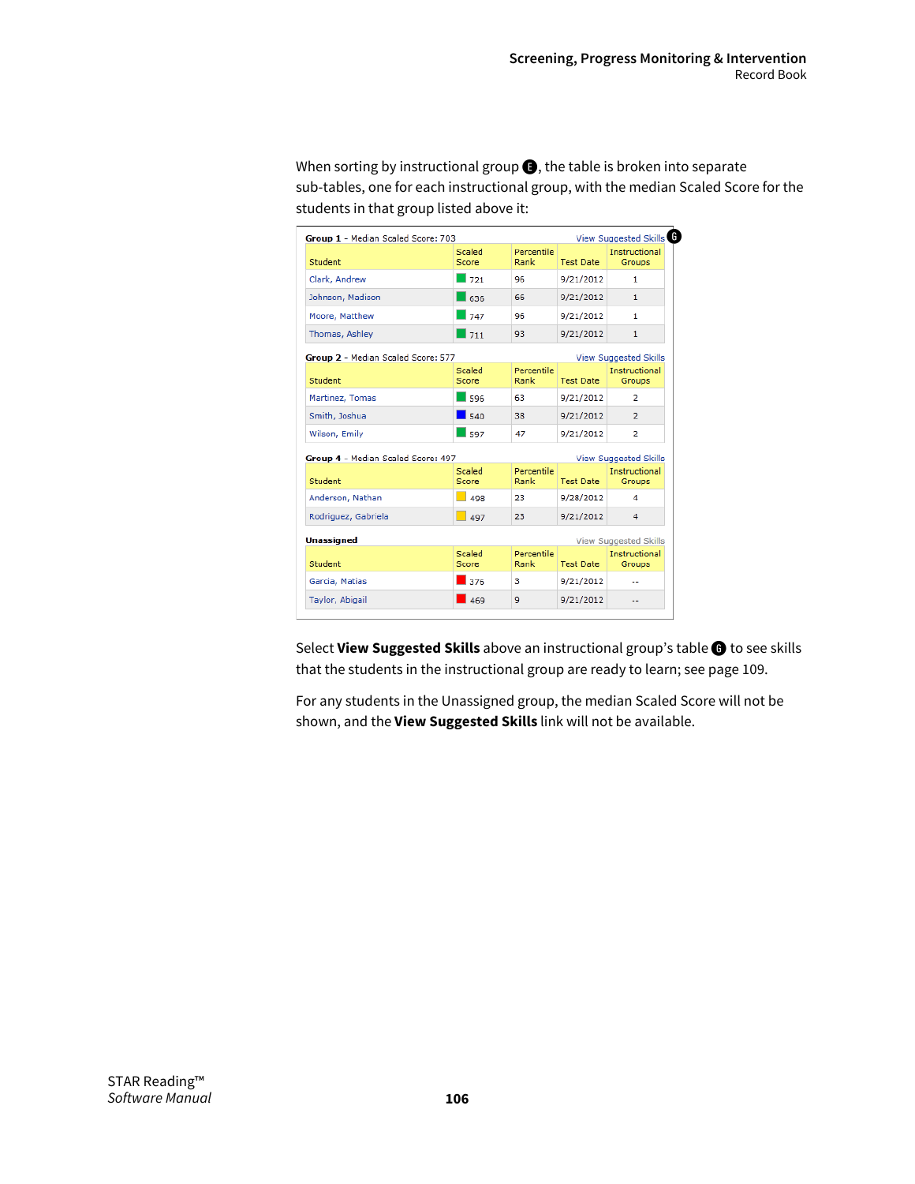When sorting by instructional group E, the table is broken into separate sub-tables, one for each instructional group, with the median Scaled Score for the students in that group listed above it:

**Group 1** - Median Scaled Score: 703 — View Suggested Skills G

| Student | Scaled Score | Percentile Rank | Test Date | Instructional Groups |
|---|---|---|---|---|
| Clark, Andrew | 721 | 95 | 9/21/2012 | 1 |
| Johnson, Madison | 636 | 65 | 9/21/2012 | 1 |
| Moore, Matthew | 747 | 95 | 9/21/2012 | 1 |
| Thomas, Ashley | 711 | 93 | 9/21/2012 | 1 |

**Group 2** - Median Scaled Score: 577 — View Suggested Skills

| Student | Scaled Score | Percentile Rank | Test Date | Instructional Groups |
|---|---|---|---|---|
| Martinez, Tomas | 596 | 63 | 9/21/2012 | 2 |
| Smith, Joshua | 540 | 38 | 9/21/2012 | 2 |
| Wilson, Emily | 597 | 47 | 9/21/2012 | 2 |

**Group 4** - Median Scaled Score: 497 — View Suggested Skills

| Student | Scaled Score | Percentile Rank | Test Date | Instructional Groups |
|---|---|---|---|---|
| Anderson, Nathan | 498 | 23 | 9/28/2012 | 4 |
| Rodriguez, Gabriela | 497 | 23 | 9/21/2012 | 4 |

**Unassigned** — View Suggested Skills

| Student | Scaled Score | Percentile Rank | Test Date | Instructional Groups |
|---|---|---|---|---|
| Garcia, Matias | 376 | 3 | 9/21/2012 | -- |
| Taylor, Abigail | 469 | 9 | 9/21/2012 | -- |

Select **View Suggested Skills** above an instructional group's table G to see skills that the students in the instructional group are ready to learn; see page 109.

For any students in the Unassigned group, the median Scaled Score will not be shown, and the **View Suggested Skills** link will not be available.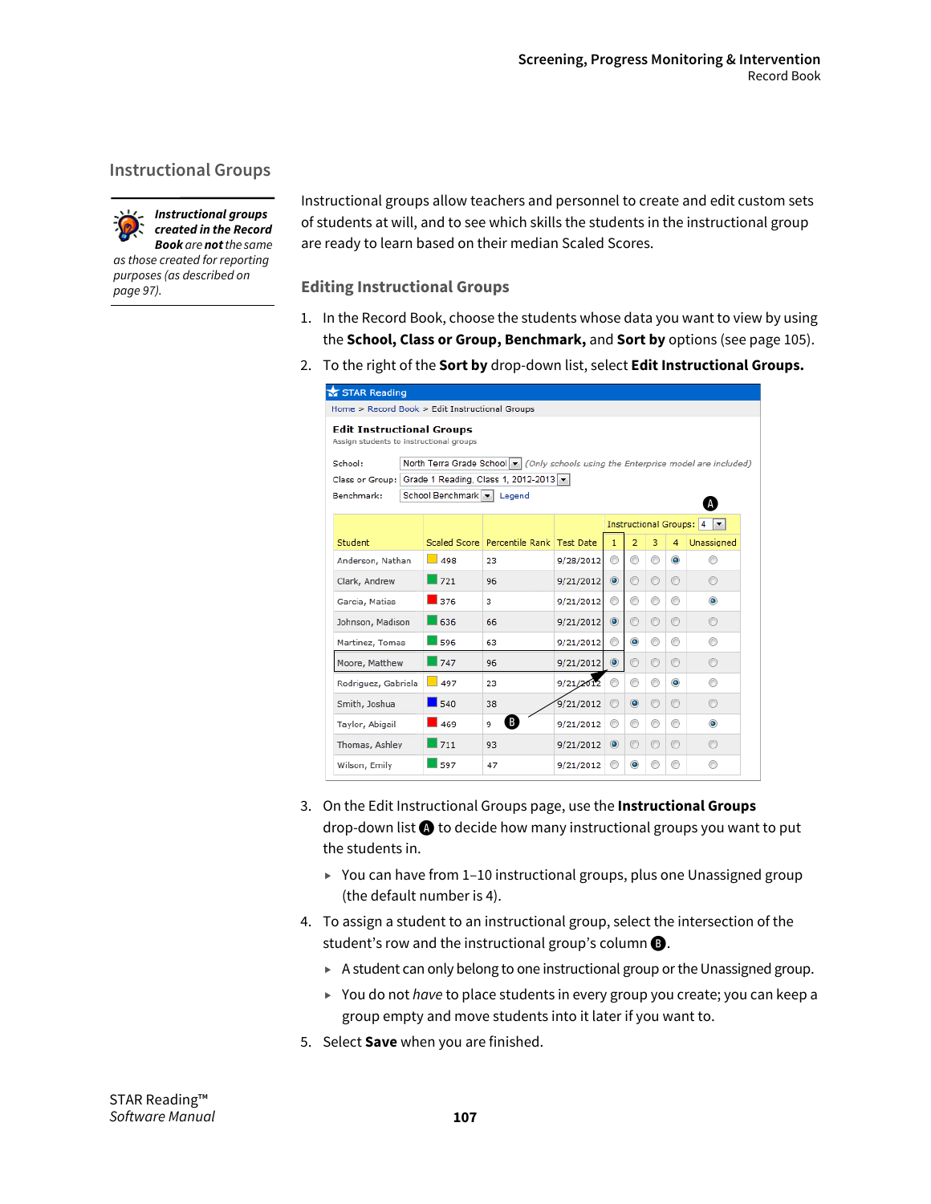## Instructional Groups

> ***Instructional groups created in the Record Book** are **not** the same as those created for reporting purposes (as described on page 97).*

Instructional groups allow teachers and personnel to create and edit custom sets of students at will, and to see which skills the students in the instructional group are ready to learn based on their median Scaled Scores.

### Editing Instructional Groups

1. In the Record Book, choose the students whose data you want to view by using the **School, Class or Group, Benchmark,** and **Sort by** options (see page 105).
2. To the right of the **Sort by** drop-down list, select **Edit Instructional Groups.**

STAR Reading

Home > Record Book > Edit Instructional Groups

**Edit Instructional Groups**
Assign students to instructional groups

School: North Terra Grade School *(Only schools using the Enterprise model are included)*
Class or Group: Grade 1 Reading, Class 1, 2012-2013
Benchmark: School Benchmark  Legend

Instructional Groups: 4 (A)

| Student | Scaled Score | Percentile Rank | Test Date | 1 | 2 | 3 | 4 | Unassigned |
|---|---|---|---|---|---|---|---|---|
| Anderson, Nathan | 498 | 23 | 9/28/2012 | | | | ● | |
| Clark, Andrew | 721 | 96 | 9/21/2012 | ● | | | | |
| Garcia, Matias | 376 | 3 | 9/21/2012 | | | | | ● |
| Johnson, Madison | 636 | 66 | 9/21/2012 | ● | | | | |
| Martinez, Tomas | 596 | 63 | 9/21/2012 | | ● | | | |
| Moore, Matthew | 747 | 96 | 9/21/2012 | ● | | | | |
| Rodriguez, Gabriela | 497 | 23 | 9/21/2012 | | | | ● | |
| Smith, Joshua | 540 | 38 | 9/21/2012 | | ● | | | |
| Taylor, Abigail | 469 | 9 | 9/21/2012 | | | | | ● |
| Thomas, Ashley | 711 | 93 | 9/21/2012 | ● | | | | |
| Wilson, Emily | 597 | 47 | 9/21/2012 | | ● | | | |

(B)

3. On the Edit Instructional Groups page, use the **Instructional Groups** drop-down list (A) to decide how many instructional groups you want to put the students in.
   - You can have from 1–10 instructional groups, plus one Unassigned group (the default number is 4).
4. To assign a student to an instructional group, select the intersection of the student's row and the instructional group's column (B).
   - A student can only belong to one instructional group or the Unassigned group.
   - You do not *have* to place students in every group you create; you can keep a group empty and move students into it later if you want to.
5. Select **Save** when you are finished.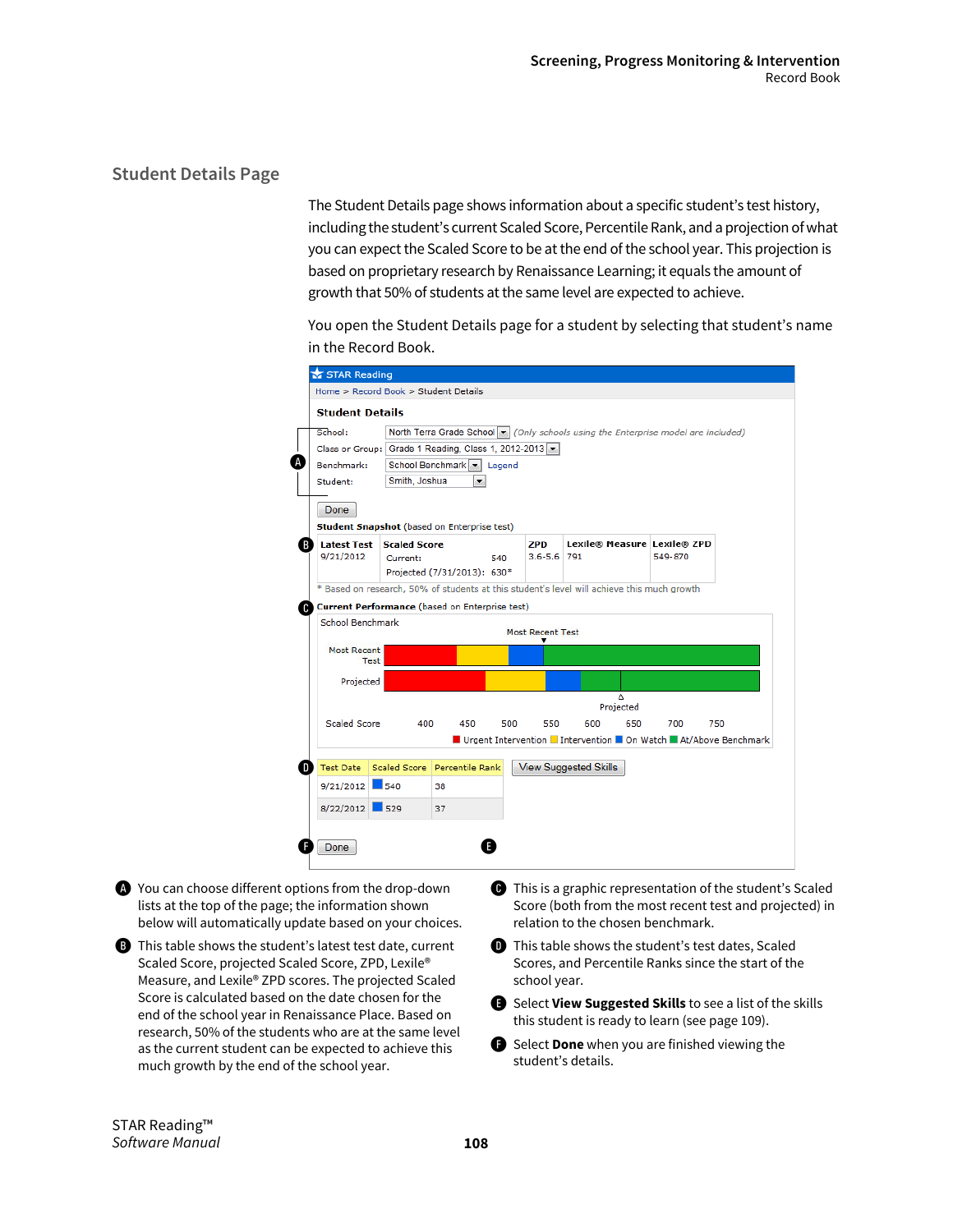## Student Details Page

The Student Details page shows information about a specific student's test history, including the student's current Scaled Score, Percentile Rank, and a projection of what you can expect the Scaled Score to be at the end of the school year. This projection is based on proprietary research by Renaissance Learning; it equals the amount of growth that 50% of students at the same level are expected to achieve.

You open the Student Details page for a student by selecting that student's name in the Record Book.

STAR Reading

Home > Record Book > Student Details

**Student Details**

School: North Terra Grade School *(Only schools using the Enterprise model are included)*
Class or Group: Grade 1 Reading, Class 1, 2012-2013
Benchmark: School Benchmark Legend
Student: Smith, Joshua

Done

**Student Snapshot** (based on Enterprise test)

| Latest Test | Scaled Score | ZPD | Lexile® Measure | Lexile® ZPD |
|---|---|---|---|---|
| 9/21/2012 | Current: 540<br>Projected (7/31/2013): 630* | 3.6-5.6 | 791 | 549-870 |

\* Based on research, 50% of students at this student's level will achieve this much growth

**Current Performance** (based on Enterprise test)

School Benchmark

Most Recent Test

Most Recent Test

Projected

Projected

Scaled Score 400 450 500 550 600 650 700 750

Urgent Intervention · Intervention · On Watch · At/Above Benchmark

| Test Date | Scaled Score | Percentile Rank |
|---|---|---|
| 9/21/2012 | 540 | 38 |
| 8/22/2012 | 529 | 37 |

View Suggested Skills

Done

- **A** You can choose different options from the drop-down lists at the top of the page; the information shown below will automatically update based on your choices.
- **B** This table shows the student's latest test date, current Scaled Score, projected Scaled Score, ZPD, Lexile® Measure, and Lexile® ZPD scores. The projected Scaled Score is calculated based on the date chosen for the end of the school year in Renaissance Place. Based on research, 50% of the students who are at the same level as the current student can be expected to achieve this much growth by the end of the school year.
- **C** This is a graphic representation of the student's Scaled Score (both from the most recent test and projected) in relation to the chosen benchmark.
- **D** This table shows the student's test dates, Scaled Scores, and Percentile Ranks since the start of the school year.
- **E** Select **View Suggested Skills** to see a list of the skills this student is ready to learn (see page 109).
- **F** Select **Done** when you are finished viewing the student's details.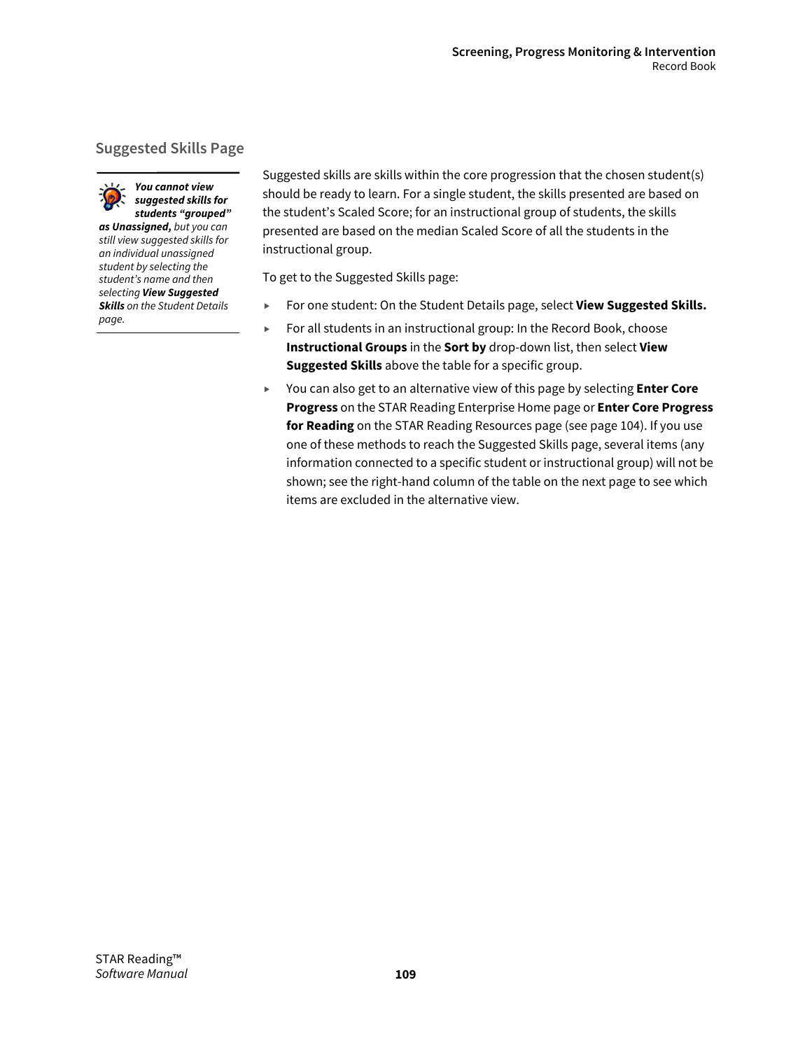## Suggested Skills Page

> ***You cannot view suggested skills for students "grouped" as Unassigned,*** *but you can still view suggested skills for an individual unassigned student by selecting the student's name and then selecting* ***View Suggested Skills*** *on the Student Details page.*

Suggested skills are skills within the core progression that the chosen student(s) should be ready to learn. For a single student, the skills presented are based on the student's Scaled Score; for an instructional group of students, the skills presented are based on the median Scaled Score of all the students in the instructional group.

To get to the Suggested Skills page:

- For one student: On the Student Details page, select **View Suggested Skills.**
- For all students in an instructional group: In the Record Book, choose **Instructional Groups** in the **Sort by** drop-down list, then select **View Suggested Skills** above the table for a specific group.
- You can also get to an alternative view of this page by selecting **Enter Core Progress** on the STAR Reading Enterprise Home page or **Enter Core Progress for Reading** on the STAR Reading Resources page (see page 104). If you use one of these methods to reach the Suggested Skills page, several items (any information connected to a specific student or instructional group) will not be shown; see the right-hand column of the table on the next page to see which items are excluded in the alternative view.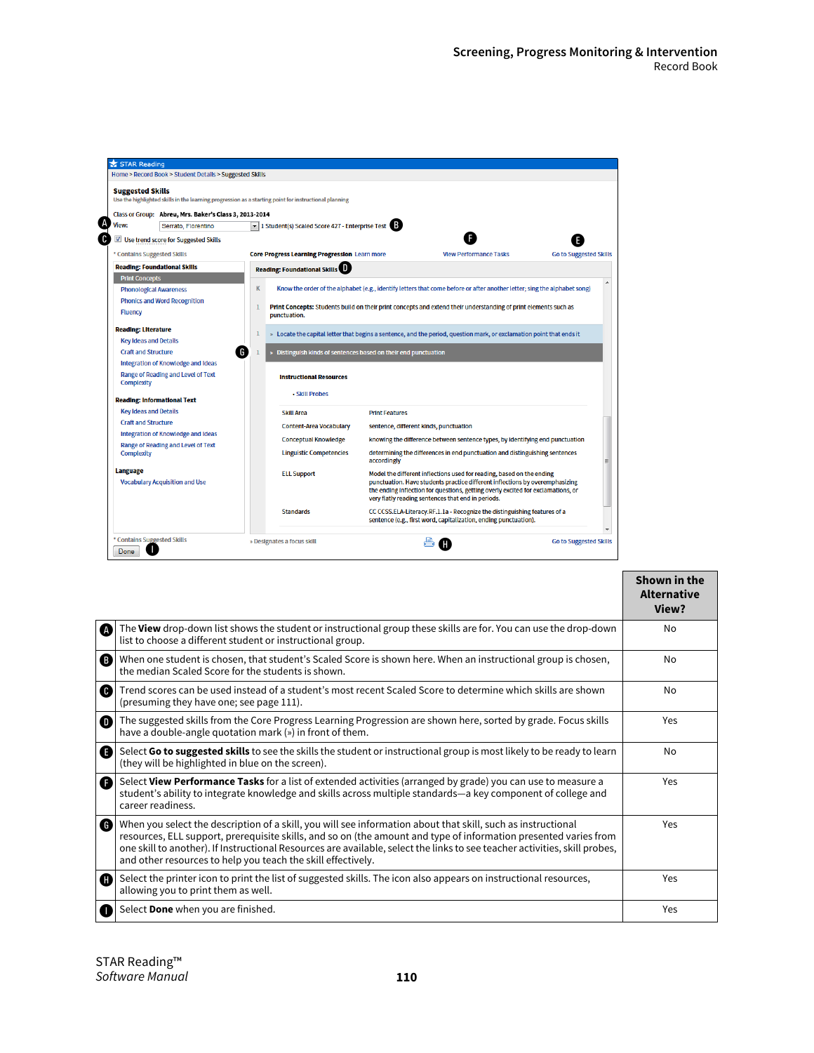| | Shown in the Alternative View? |
|---|---|
| **A** The **View** drop-down list shows the student or instructional group these skills are for. You can use the drop-down list to choose a different student or instructional group. | No |
| **B** When one student is chosen, that student's Scaled Score is shown here. When an instructional group is chosen, the median Scaled Score for the students is shown. | No |
| **C** Trend scores can be used instead of a student's most recent Scaled Score to determine which skills are shown (presuming they have one; see page 111). | No |
| **D** The suggested skills from the Core Progress Learning Progression are shown here, sorted by grade. Focus skills have a double-angle quotation mark (») in front of them. | Yes |
| **E** Select **Go to suggested skills** to see the skills the student or instructional group is most likely to be ready to learn (they will be highlighted in blue on the screen). | No |
| **F** Select **View Performance Tasks** for a list of extended activities (arranged by grade) you can use to measure a student's ability to integrate knowledge and skills across multiple standards—a key component of college and career readiness. | Yes |
| **G** When you select the description of a skill, you will see information about that skill, such as instructional resources, ELL support, prerequisite skills, and so on (the amount and type of information presented varies from one skill to another). If Instructional Resources are available, select the links to see teacher activities, skill probes, and other resources to help you teach the skill effectively. | Yes |
| **H** Select the printer icon to print the list of suggested skills. The icon also appears on instructional resources, allowing you to print them as well. | Yes |
| **I** Select **Done** when you are finished. | Yes |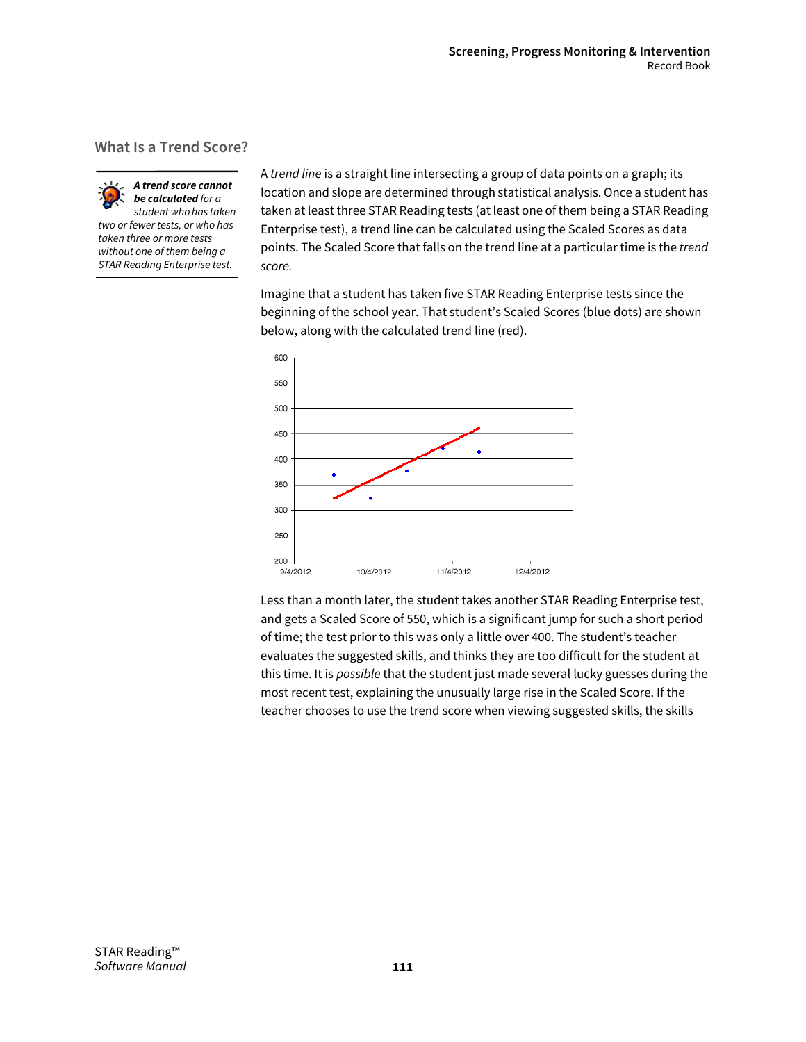## What Is a Trend Score?

> ***A trend score cannot be calculated** for a student who has taken two or fewer tests, or who has taken three or more tests without one of them being a STAR Reading Enterprise test.*

A *trend line* is a straight line intersecting a group of data points on a graph; its location and slope are determined through statistical analysis. Once a student has taken at least three STAR Reading tests (at least one of them being a STAR Reading Enterprise test), a trend line can be calculated using the Scaled Scores as data points. The Scaled Score that falls on the trend line at a particular time is the *trend score.*

Imagine that a student has taken five STAR Reading Enterprise tests since the beginning of the school year. That student's Scaled Scores (blue dots) are shown below, along with the calculated trend line (red).

Less than a month later, the student takes another STAR Reading Enterprise test, and gets a Scaled Score of 550, which is a significant jump for such a short period of time; the test prior to this was only a little over 400. The student's teacher evaluates the suggested skills, and thinks they are too difficult for the student at this time. It is *possible* that the student just made several lucky guesses during the most recent test, explaining the unusually large rise in the Scaled Score. If the teacher chooses to use the trend score when viewing suggested skills, the skills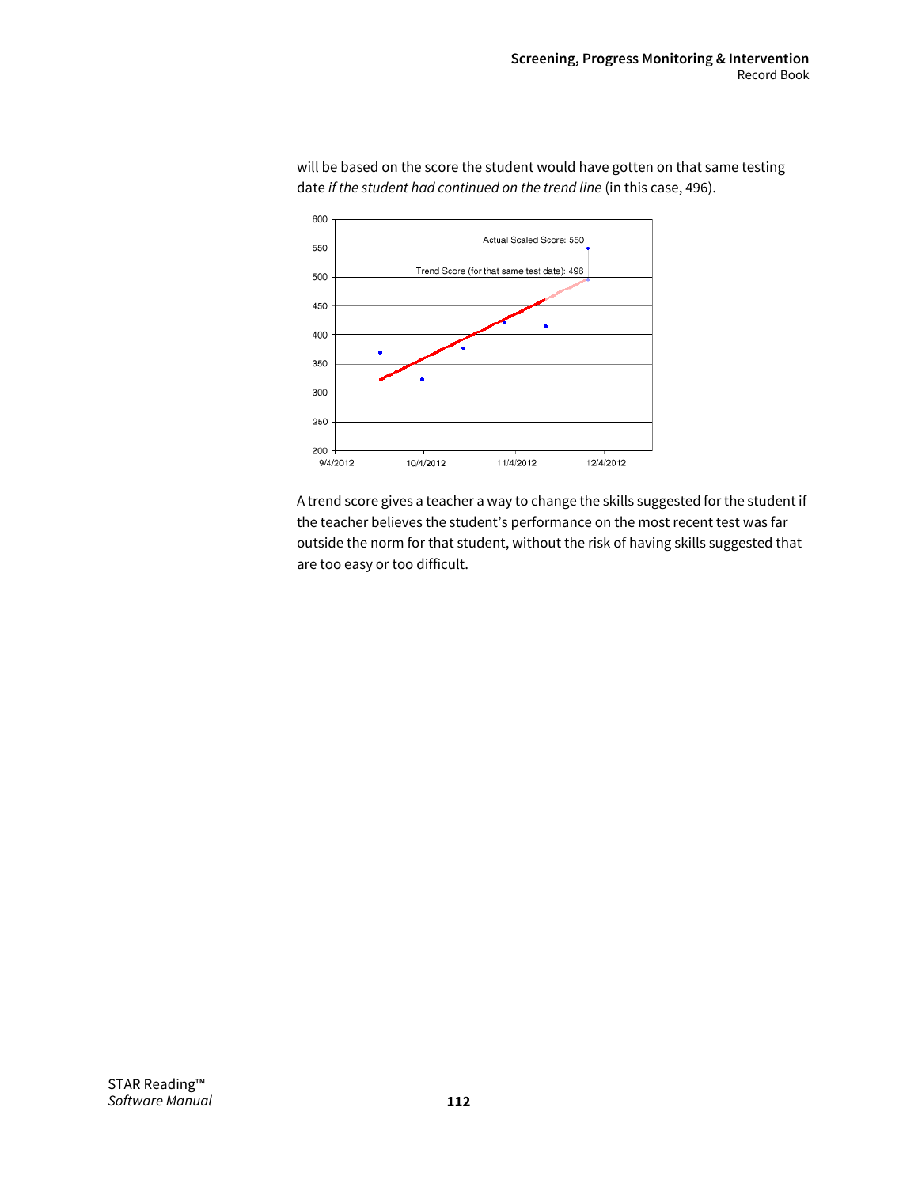will be based on the score the student would have gotten on that same testing date *if the student had continued on the trend line* (in this case, 496).

Actual Scaled Score: 550

Trend Score (for that same test date): 496

600
550
500
450
400
350
300
250
200

9/4/2012
10/4/2012
11/4/2012
12/4/2012

A trend score gives a teacher a way to change the skills suggested for the student if the teacher believes the student's performance on the most recent test was far outside the norm for that student, without the risk of having skills suggested that are too easy or too difficult.